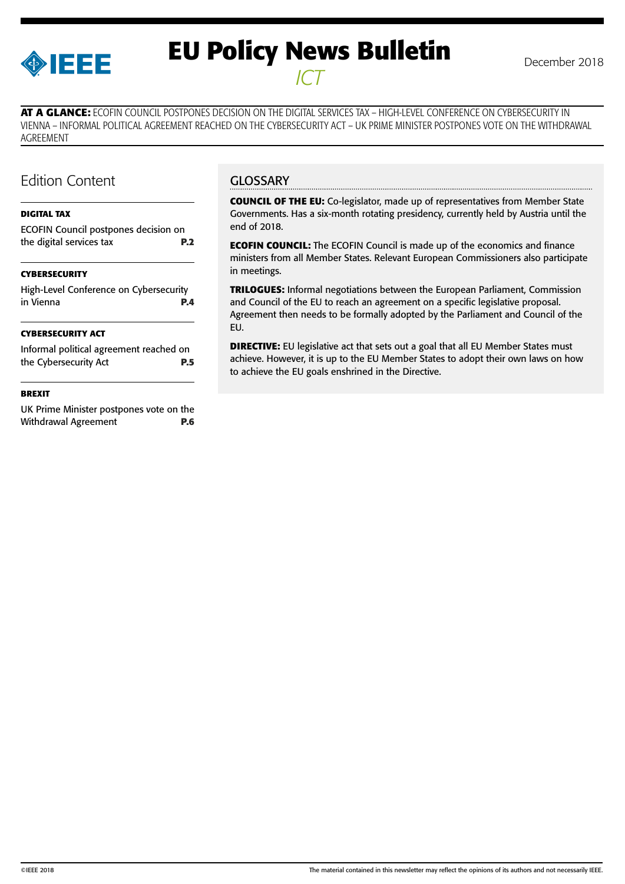# EU Policy News Bulletin

*ICT*

December 2018

**AT A GLANCE:** ECOFIN COUNCIL POSTPONES DECISION ON THE DIGITAL SERVICES TAX – HIGH-LEVEL CONFERENCE ON CYBERSECURITY IN VIENNA – INFORMAL POLITICAL AGREEMENT REACHED ON THE CYBERSECURITY ACT – UK PRIME MINISTER POSTPONES VOTE ON THE WITHDRAWAL AGREEMENT

## Edition Content

**DIGITAL TAX**

ECOFIN Council postpones decision on the digital services tax **P.2**

**CYBERSECURITY**

High-Level Conference on Cybersecurity in Vienna **P.4**

**CYBERSECURITY ACT**

Informal political agreement reached on the Cybersecurity Act **P.5**

**BREXIT**

UK Prime Minister postpones vote on the Withdrawal Agreement **P.6**

## GLOSSARY

**COUNCIL OF THE EU:** Co-legislator, made up of representatives from Member State Governments. Has a six-month rotating presidency, currently held by Austria until the end of 2018.

**ECOFIN COUNCIL:** The ECOFIN Council is made up of the economics and finance ministers from all Member States. Relevant European Commissioners also participate in meetings.

**TRILOGUES:** Informal negotiations between the European Parliament, Commission and Council of the EU to reach an agreement on a specific legislative proposal. Agreement then needs to be formally adopted by the Parliament and Council of the EU.

**DIRECTIVE:** EU legislative act that sets out a goal that all EU Member States must achieve. However, it is up to the EU Member States to adopt their own laws on how to achieve the EU goals enshrined in the Directive.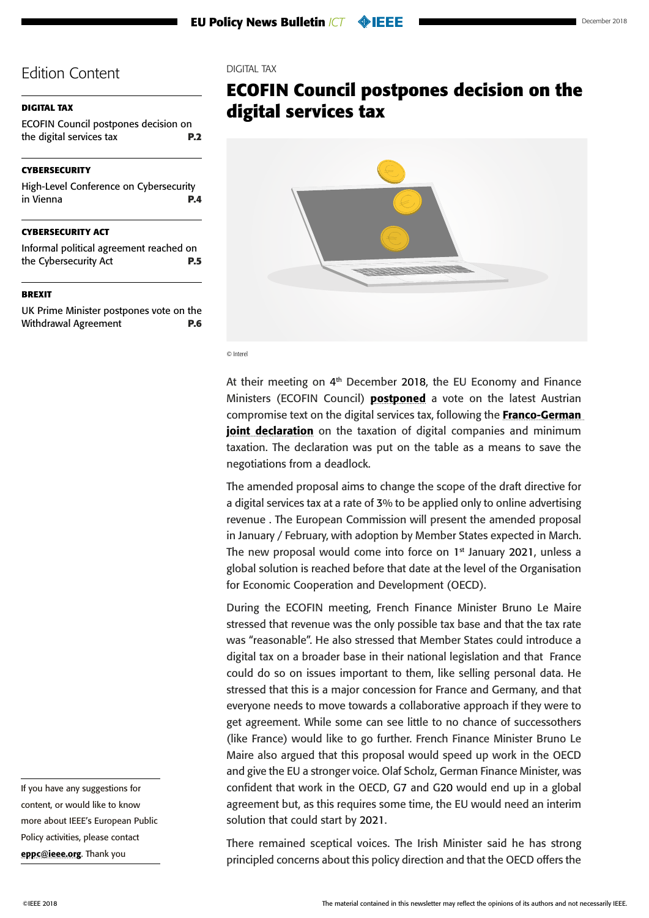## Edition Content

**DIGITAL TAX**

ECOFIN Council postpones decision on the digital services tax **P.2**

**CYBERSECURITY**

High-Level Conference on Cybersecurity in Vienna **P.4**

**CYBERSECURITY ACT**

Informal political agreement reached on the Cybersecurity Act **P.5**

**BREXIT**

UK Prime Minister postpones vote on the Withdrawal Agreement **P.6**

If you have any suggestions for content, or would like to know more about IEEE's European Public Policy activities, please contact **eppc@ieee.org**. Thank you

DIGITAL TAX

# ECOFIN Council postpones decision on the digital services tax

© Interel

At their meeting on 4th December 2018, the EU Economy and Finance Ministers (ECOFIN Council) **postponed** a vote on the latest Austrian compromise text on the digital services tax, following the **Franco-German joint declaration** on the taxation of digital companies and minimum taxation. The declaration was put on the table as a means to save the negotiations from a deadlock.

The amended proposal aims to change the scope of the draft directive for a digital services tax at a rate of 3% to be applied only to online advertising revenue . The European Commission will present the amended proposal in January / February, with adoption by Member States expected in March. The new proposal would come into force on 1st January 2021, unless a global solution is reached before that date at the level of the Organisation for Economic Cooperation and Development (OECD).

During the ECOFIN meeting, French Finance Minister Bruno Le Maire stressed that revenue was the only possible tax base and that the tax rate was "reasonable". He also stressed that Member States could introduce a digital tax on a broader base in their national legislation and that France could do so on issues important to them, like selling personal data. He stressed that this is a major concession for France and Germany, and that everyone needs to move towards a collaborative approach if they were to get agreement. While some can see little to no chance of successothers (like France) would like to go further. French Finance Minister Bruno Le Maire also argued that this proposal would speed up work in the OECD and give the EU a stronger voice. Olaf Scholz, German Finance Minister, was confident that work in the OECD, G7 and G20 would end up in a global agreement but, as this requires some time, the EU would need an interim solution that could start by 2021.

There remained sceptical voices. The Irish Minister said he has strong principled concerns about this policy direction and that the OECD offers the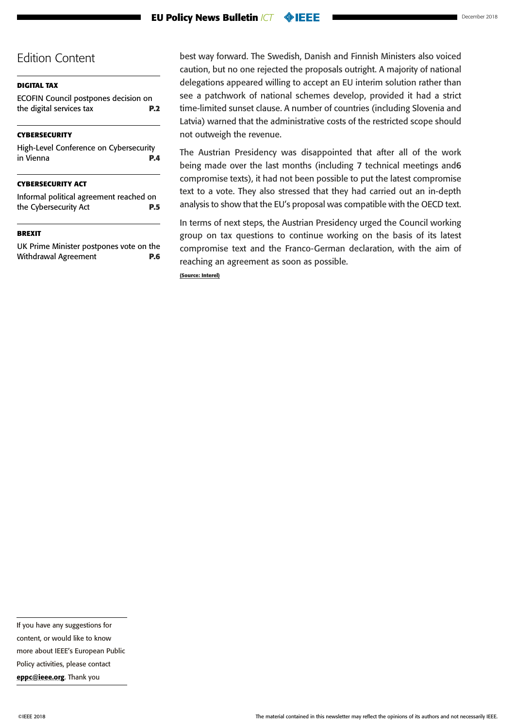# Edition Content

**DIGITAL TAX**

ECOFIN Council postpones decision on the digital services tax **P.2**

**CYBERSECURITY**

High-Level Conference on Cybersecurity in Vienna **P.4**

**CYBERSECURITY ACT**

Informal political agreement reached on the Cybersecurity Act **P.5**

**BREXIT**

UK Prime Minister postpones vote on the Withdrawal Agreement **P.6**

If you have any suggestions for content, or would like to know more about IEEE's European Public Policy activities, please contact **eppc@ieee.org**. Thank you

best way forward. The Swedish, Danish and Finnish Ministers also voiced caution, but no one rejected the proposals outright. A majority of national delegations appeared willing to accept an EU interim solution rather than see a patchwork of national schemes develop, provided it had a strict time-limited sunset clause. A number of countries (including Slovenia and Latvia) warned that the administrative costs of the restricted scope should not outweigh the revenue.

The Austrian Presidency was disappointed that after all of the work being made over the last months (including 7 technical meetings and6 compromise texts), it had not been possible to put the latest compromise text to a vote. They also stressed that they had carried out an in-depth analysis to show that the EU's proposal was compatible with the OECD text.

In terms of next steps, the Austrian Presidency urged the Council working group on tax questions to continue working on the basis of its latest compromise text and the Franco-German declaration, with the aim of reaching an agreement as soon as possible.

**(Source: Interel)**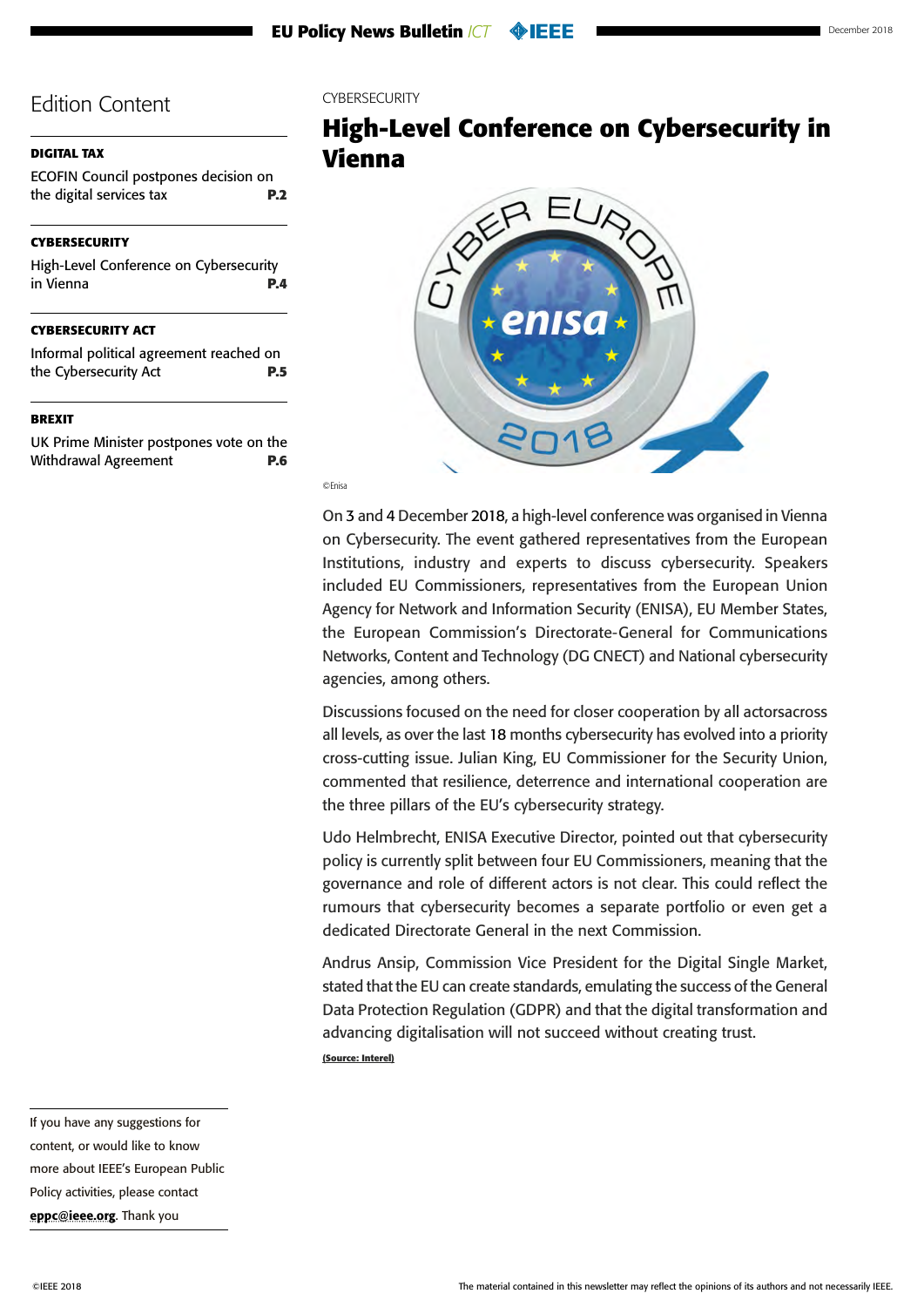## Edition Content

**DIGITAL TAX**

ECOFIN Council postpones decision on the digital services tax **P.2**

**CYBERSECURITY**

High-Level Conference on Cybersecurity in Vienna **P.4**

**CYBERSECURITY ACT**

Informal political agreement reached on the Cybersecurity Act **P.5**

**BREXIT**

UK Prime Minister postpones vote on the Withdrawal Agreement **P.6**

CYBERSECURITY

# High-Level Conference on Cybersecurity in Vienna

©Enisa

On 3 and 4 December 2018, a high-level conference was organised in Vienna on Cybersecurity. The event gathered representatives from the European Institutions, industry and experts to discuss cybersecurity. Speakers included EU Commissioners, representatives from the European Union Agency for Network and Information Security (ENISA), EU Member States, the European Commission's Directorate-General for Communications Networks, Content and Technology (DG CNECT) and National cybersecurity agencies, among others.

Discussions focused on the need for closer cooperation by all actorsacross all levels, as over the last 18 months cybersecurity has evolved into a priority cross-cutting issue. Julian King, EU Commissioner for the Security Union, commented that resilience, deterrence and international cooperation are the three pillars of the EU's cybersecurity strategy.

Udo Helmbrecht, ENISA Executive Director, pointed out that cybersecurity policy is currently split between four EU Commissioners, meaning that the governance and role of different actors is not clear. This could reflect the rumours that cybersecurity becomes a separate portfolio or even get a dedicated Directorate General in the next Commission.

Andrus Ansip, Commission Vice President for the Digital Single Market, stated that the EU can create standards, emulating the success of the General Data Protection Regulation (GDPR) and that the digital transformation and advancing digitalisation will not succeed without creating trust.

**(Source: Interel)**

If you have any suggestions for content, or would like to know more about IEEE's European Public Policy activities, please contact **eppc@ieee.org**. Thank you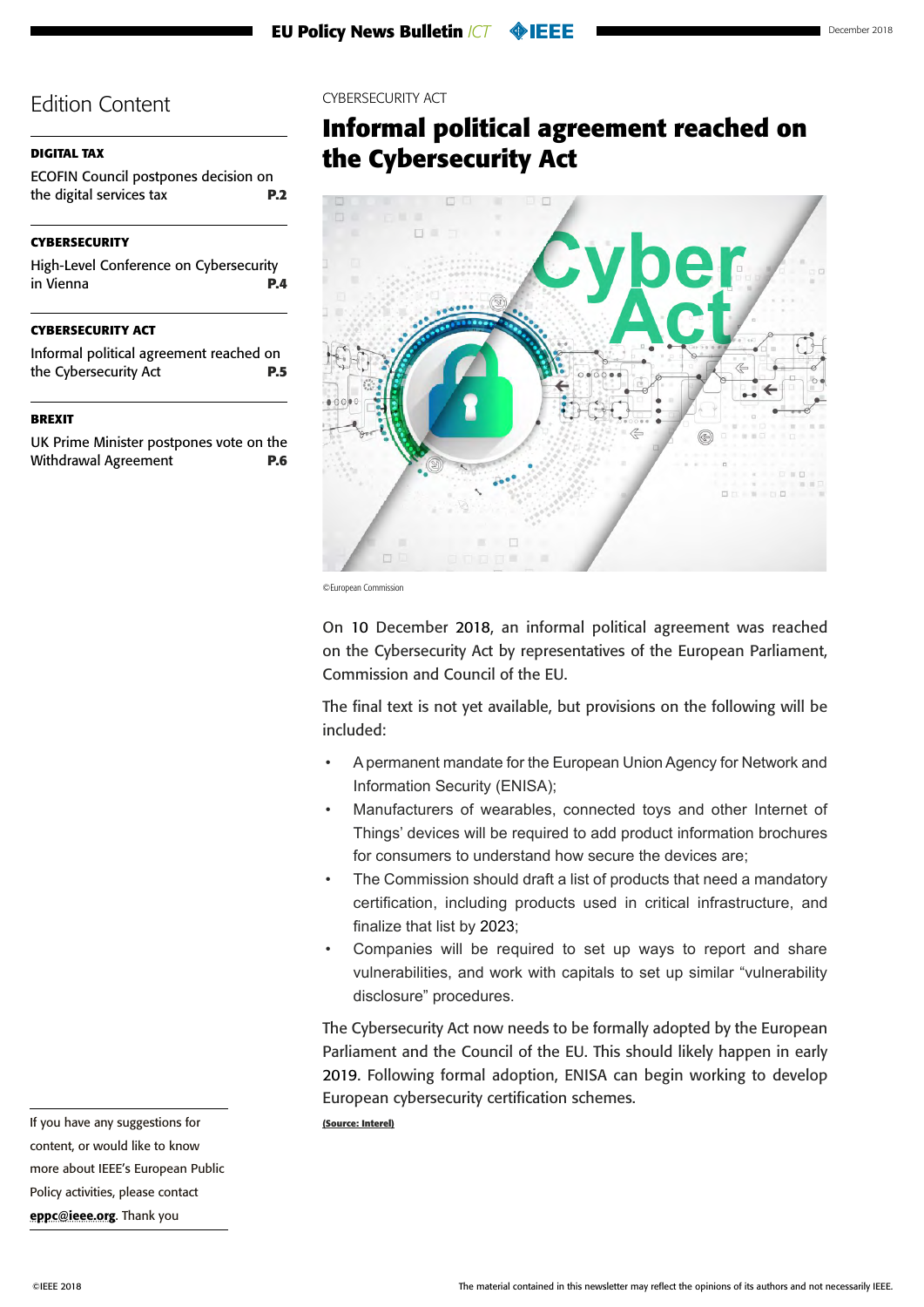## Edition Content

**DIGITAL TAX**

ECOFIN Council postpones decision on the digital services tax **P.2**

**CYBERSECURITY**

High-Level Conference on Cybersecurity in Vienna **P.4**

**CYBERSECURITY ACT**

Informal political agreement reached on the Cybersecurity Act **P.5**

**BREXIT**

UK Prime Minister postpones vote on the Withdrawal Agreement **P.6**

If you have any suggestions for content, or would like to know more about IEEE's European Public Policy activities, please contact **eppc@ieee.org**. Thank you

CYBERSECURITY ACT

# Informal political agreement reached on the Cybersecurity Act

©European Commission

On 10 December 2018, an informal political agreement was reached on the Cybersecurity Act by representatives of the European Parliament, Commission and Council of the EU.

The final text is not yet available, but provisions on the following will be included:

- A permanent mandate for the European Union Agency for Network and Information Security (ENISA);
- Manufacturers of wearables, connected toys and other Internet of Things' devices will be required to add product information brochures for consumers to understand how secure the devices are;
- The Commission should draft a list of products that need a mandatory certification, including products used in critical infrastructure, and finalize that list by 2023;
- Companies will be required to set up ways to report and share vulnerabilities, and work with capitals to set up similar "vulnerability disclosure" procedures.

The Cybersecurity Act now needs to be formally adopted by the European Parliament and the Council of the EU. This should likely happen in early 2019. Following formal adoption, ENISA can begin working to develop European cybersecurity certification schemes.

**(Source: Interel)**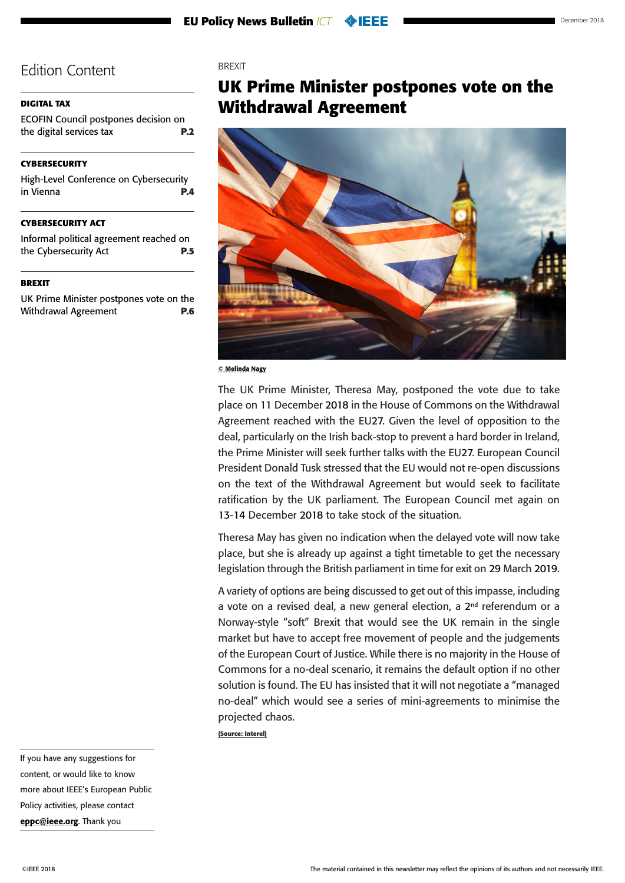# Edition Content

**DIGITAL TAX**

ECOFIN Council postpones decision on the digital services tax **P.2**

**CYBERSECURITY**

High-Level Conference on Cybersecurity in Vienna **P.4**

**CYBERSECURITY ACT**

Informal political agreement reached on the Cybersecurity Act **P.5**

**BREXIT**

UK Prime Minister postpones vote on the Withdrawal Agreement **P.6**

If you have any suggestions for content, or would like to know more about IEEE's European Public Policy activities, please contact **eppc@ieee.org**. Thank you

BREXIT

## UK Prime Minister postpones vote on the Withdrawal Agreement

© Melinda Nagy

The UK Prime Minister, Theresa May, postponed the vote due to take place on 11 December 2018 in the House of Commons on the Withdrawal Agreement reached with the EU27. Given the level of opposition to the deal, particularly on the Irish back-stop to prevent a hard border in Ireland, the Prime Minister will seek further talks with the EU27. European Council President Donald Tusk stressed that the EU would not re-open discussions on the text of the Withdrawal Agreement but would seek to facilitate ratification by the UK parliament. The European Council met again on 13-14 December 2018 to take stock of the situation.

Theresa May has given no indication when the delayed vote will now take place, but she is already up against a tight timetable to get the necessary legislation through the British parliament in time for exit on 29 March 2019.

A variety of options are being discussed to get out of this impasse, including a vote on a revised deal, a new general election, a 2nd referendum or a Norway-style "soft" Brexit that would see the UK remain in the single market but have to accept free movement of people and the judgements of the European Court of Justice. While there is no majority in the House of Commons for a no-deal scenario, it remains the default option if no other solution is found. The EU has insisted that it will not negotiate a "managed no-deal" which would see a series of mini-agreements to minimise the projected chaos.

(Source: Interel)